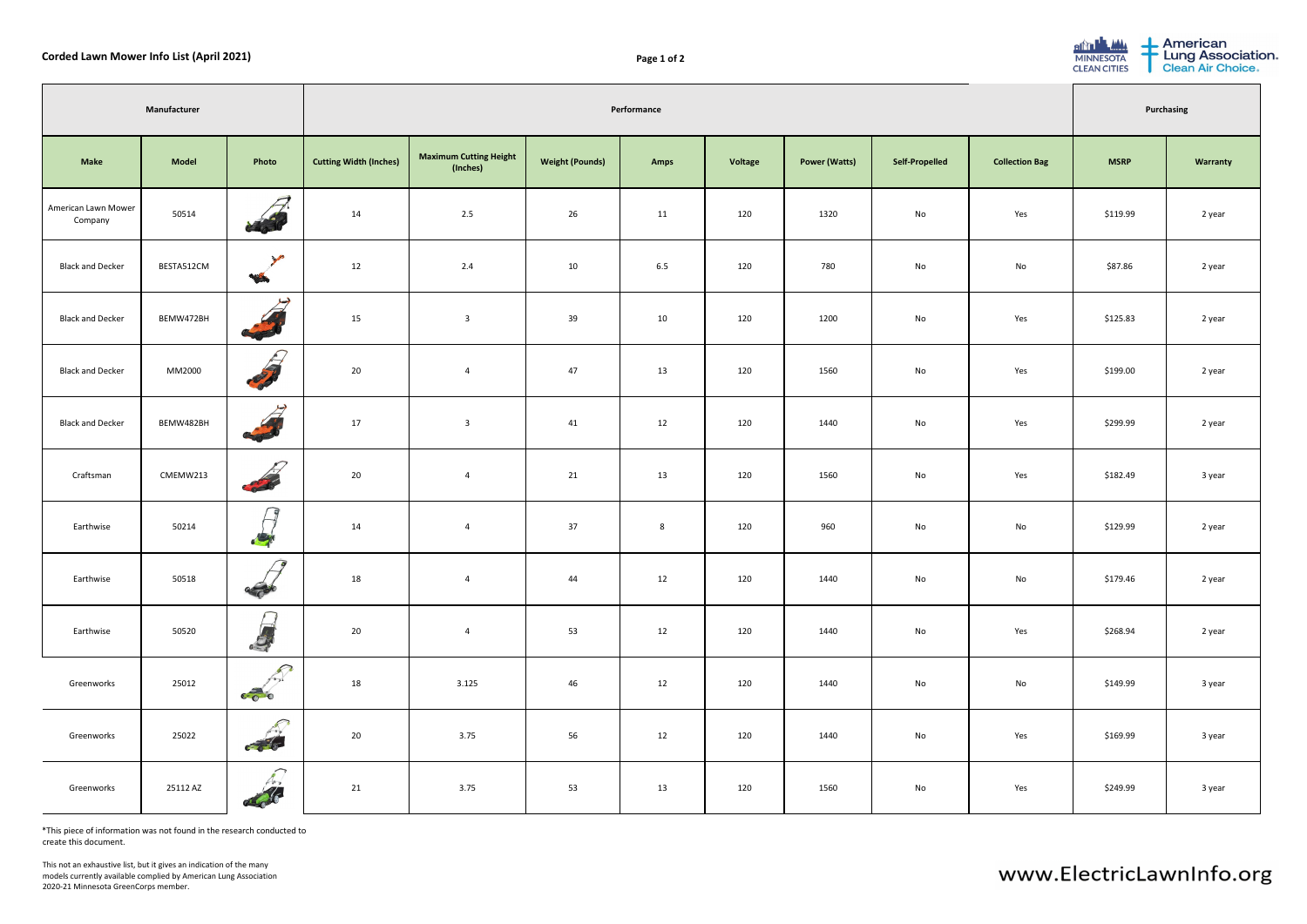# Corded Lawn Mower Info List (April 2021)

| Manufacturer | | | Performance | | | | | | | | Purchasing | |
|---|---|---|---|---|---|---|---|---|---|---|---|---|
| Make | Model | Photo | Cutting Width (Inches) | Maximum Cutting Height (Inches) | Weight (Pounds) | Amps | Voltage | Power (Watts) | Self-Propelled | Collection Bag | MSRP | Warranty |
| American Lawn Mower Company | 50514 | | 14 | 2.5 | 26 | 11 | 120 | 1320 | No | Yes | $119.99 | 2 year |
| Black and Decker | BESTA512CM | | 12 | 2.4 | 10 | 6.5 | 120 | 780 | No | No | $87.86 | 2 year |
| Black and Decker | BEMW472BH | | 15 | 3 | 39 | 10 | 120 | 1200 | No | Yes | $125.83 | 2 year |
| Black and Decker | MM2000 | | 20 | 4 | 47 | 13 | 120 | 1560 | No | Yes | $199.00 | 2 year |
| Black and Decker | BEMW482BH | | 17 | 3 | 41 | 12 | 120 | 1440 | No | Yes | $299.99 | 2 year |
| Craftsman | CMEMW213 | | 20 | 4 | 21 | 13 | 120 | 1560 | No | Yes | $182.49 | 3 year |
| Earthwise | 50214 | | 14 | 4 | 37 | 8 | 120 | 960 | No | No | $129.99 | 2 year |
| Earthwise | 50518 | | 18 | 4 | 44 | 12 | 120 | 1440 | No | No | $179.46 | 2 year |
| Earthwise | 50520 | | 20 | 4 | 53 | 12 | 120 | 1440 | No | Yes | $268.94 | 2 year |
| Greenworks | 25012 | | 18 | 3.125 | 46 | 12 | 120 | 1440 | No | No | $149.99 | 3 year |
| Greenworks | 25022 | | 20 | 3.75 | 56 | 12 | 120 | 1440 | No | Yes | $169.99 | 3 year |
| Greenworks | 25112 AZ | | 21 | 3.75 | 53 | 13 | 120 | 1560 | No | Yes | $249.99 | 3 year |

*This piece of information was not found in the research conducted to create this document.

This not an exhaustive list, but it gives an indication of the many models currently available complied by American Lung Association 2020-21 Minnesota GreenCorps member.

www.ElectricLawnInfo.org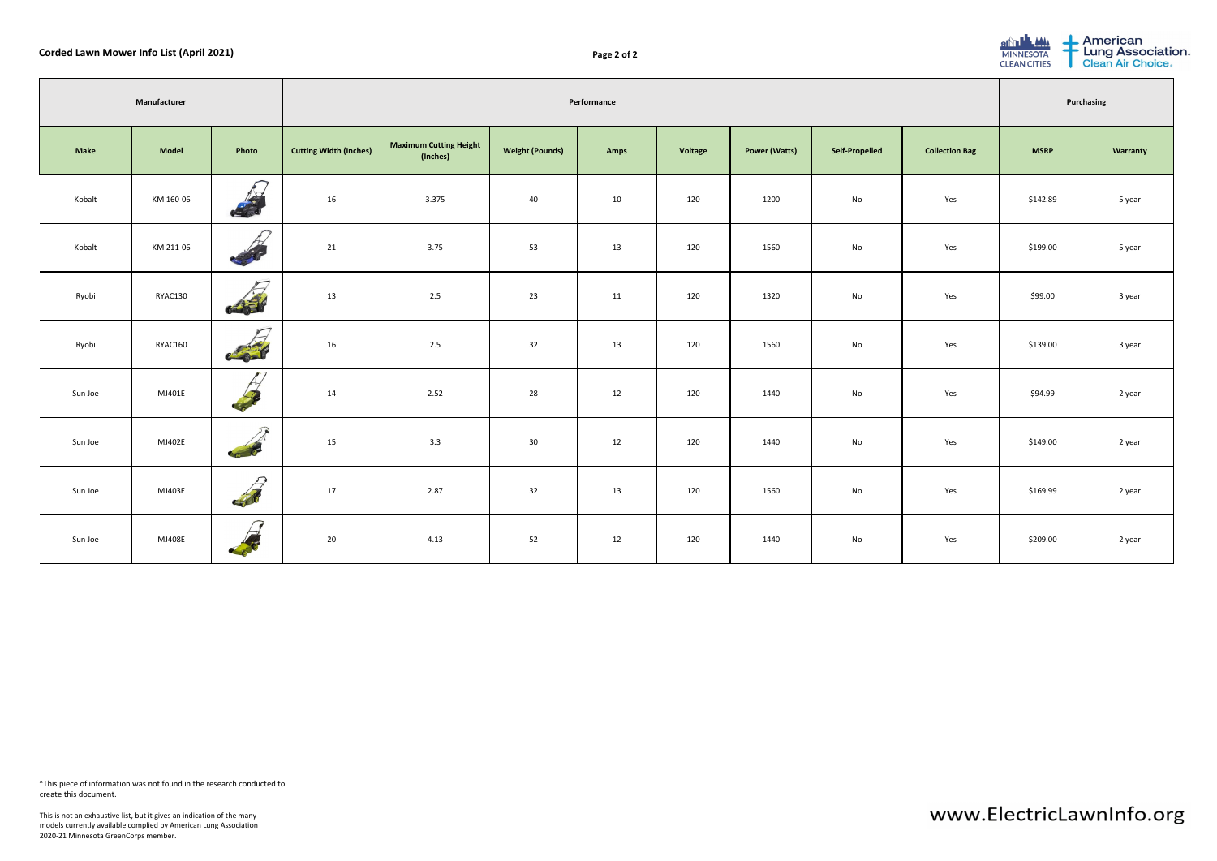**Corded Lawn Mower Info List (April 2021)**

| Manufacturer | | | Performance | | | | | | | | Purchasing | |
|---|---|---|---|---|---|---|---|---|---|---|---|---|
| Make | Model | Photo | Cutting Width (Inches) | Maximum Cutting Height (Inches) | Weight (Pounds) | Amps | Voltage | Power (Watts) | Self-Propelled | Collection Bag | MSRP | Warranty |
| Kobalt | KM 160-06 | | 16 | 3.375 | 40 | 10 | 120 | 1200 | No | Yes | $142.89 | 5 year |
| Kobalt | KM 211-06 | | 21 | 3.75 | 53 | 13 | 120 | 1560 | No | Yes | $199.00 | 5 year |
| Ryobi | RYAC130 | | 13 | 2.5 | 23 | 11 | 120 | 1320 | No | Yes | $99.00 | 3 year |
| Ryobi | RYAC160 | | 16 | 2.5 | 32 | 13 | 120 | 1560 | No | Yes | $139.00 | 3 year |
| Sun Joe | MJ401E | | 14 | 2.52 | 28 | 12 | 120 | 1440 | No | Yes | $94.99 | 2 year |
| Sun Joe | MJ402E | | 15 | 3.3 | 30 | 12 | 120 | 1440 | No | Yes | $149.00 | 2 year |
| Sun Joe | MJ403E | | 17 | 2.87 | 32 | 13 | 120 | 1560 | No | Yes | $169.99 | 2 year |
| Sun Joe | MJ408E | | 20 | 4.13 | 52 | 12 | 120 | 1440 | No | Yes | $209.00 | 2 year |

*This piece of information was not found in the research conducted to create this document.

This is not an exhaustive list, but it gives an indication of the many models currently available complied by American Lung Association 2020-21 Minnesota GreenCorps member.

www.ElectricLawnInfo.org